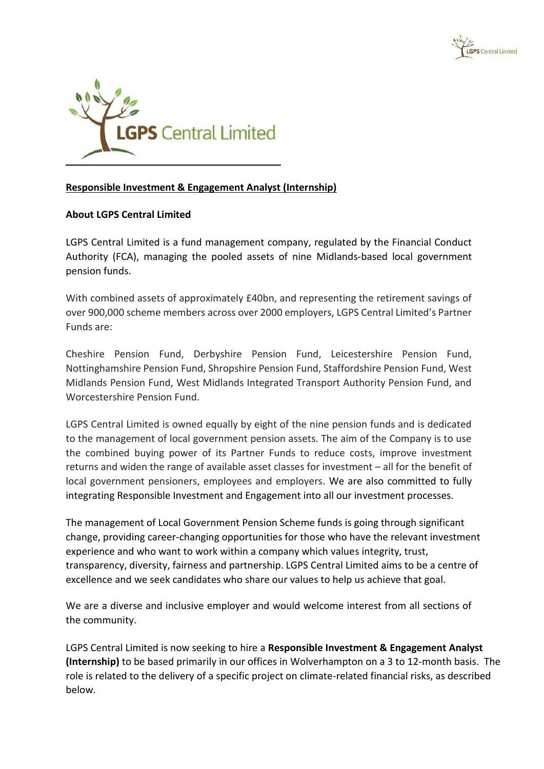**Responsible Investment & Engagement Analyst (Internship)**

**About LGPS Central Limited**

LGPS Central Limited is a fund management company, regulated by the Financial Conduct Authority (FCA), managing the pooled assets of nine Midlands-based local government pension funds.

With combined assets of approximately £40bn, and representing the retirement savings of over 900,000 scheme members across over 2000 employers, LGPS Central Limited's Partner Funds are:

Cheshire Pension Fund, Derbyshire Pension Fund, Leicestershire Pension Fund, Nottinghamshire Pension Fund, Shropshire Pension Fund, Staffordshire Pension Fund, West Midlands Pension Fund, West Midlands Integrated Transport Authority Pension Fund, and Worcestershire Pension Fund.

LGPS Central Limited is owned equally by eight of the nine pension funds and is dedicated to the management of local government pension assets. The aim of the Company is to use the combined buying power of its Partner Funds to reduce costs, improve investment returns and widen the range of available asset classes for investment – all for the benefit of local government pensioners, employees and employers. We are also committed to fully integrating Responsible Investment and Engagement into all our investment processes.

The management of Local Government Pension Scheme funds is going through significant change, providing career-changing opportunities for those who have the relevant investment experience and who want to work within a company which values integrity, trust, transparency, diversity, fairness and partnership. LGPS Central Limited aims to be a centre of excellence and we seek candidates who share our values to help us achieve that goal.

We are a diverse and inclusive employer and would welcome interest from all sections of the community.

LGPS Central Limited is now seeking to hire a **Responsible Investment & Engagement Analyst (Internship)** to be based primarily in our offices in Wolverhampton on a 3 to 12-month basis. The role is related to the delivery of a specific project on climate-related financial risks, as described below.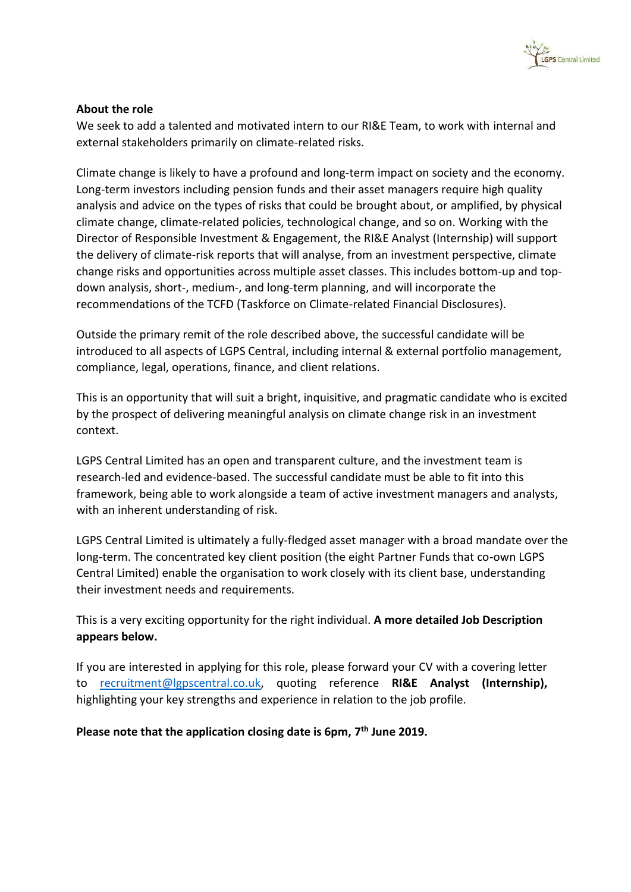**About the role**

We seek to add a talented and motivated intern to our RI&E Team, to work with internal and external stakeholders primarily on climate-related risks.

Climate change is likely to have a profound and long-term impact on society and the economy. Long-term investors including pension funds and their asset managers require high quality analysis and advice on the types of risks that could be brought about, or amplified, by physical climate change, climate-related policies, technological change, and so on. Working with the Director of Responsible Investment & Engagement, the RI&E Analyst (Internship) will support the delivery of climate-risk reports that will analyse, from an investment perspective, climate change risks and opportunities across multiple asset classes. This includes bottom-up and top-down analysis, short-, medium-, and long-term planning, and will incorporate the recommendations of the TCFD (Taskforce on Climate-related Financial Disclosures).

Outside the primary remit of the role described above, the successful candidate will be introduced to all aspects of LGPS Central, including internal & external portfolio management, compliance, legal, operations, finance, and client relations.

This is an opportunity that will suit a bright, inquisitive, and pragmatic candidate who is excited by the prospect of delivering meaningful analysis on climate change risk in an investment context.

LGPS Central Limited has an open and transparent culture, and the investment team is research-led and evidence-based. The successful candidate must be able to fit into this framework, being able to work alongside a team of active investment managers and analysts, with an inherent understanding of risk.

LGPS Central Limited is ultimately a fully-fledged asset manager with a broad mandate over the long-term. The concentrated key client position (the eight Partner Funds that co-own LGPS Central Limited) enable the organisation to work closely with its client base, understanding their investment needs and requirements.

This is a very exciting opportunity for the right individual. **A more detailed Job Description appears below.**

If you are interested in applying for this role, please forward your CV with a covering letter to recruitment@lgpscentral.co.uk, quoting reference **RI&E Analyst (Internship),** highlighting your key strengths and experience in relation to the job profile.

**Please note that the application closing date is 6pm, 7th June 2019.**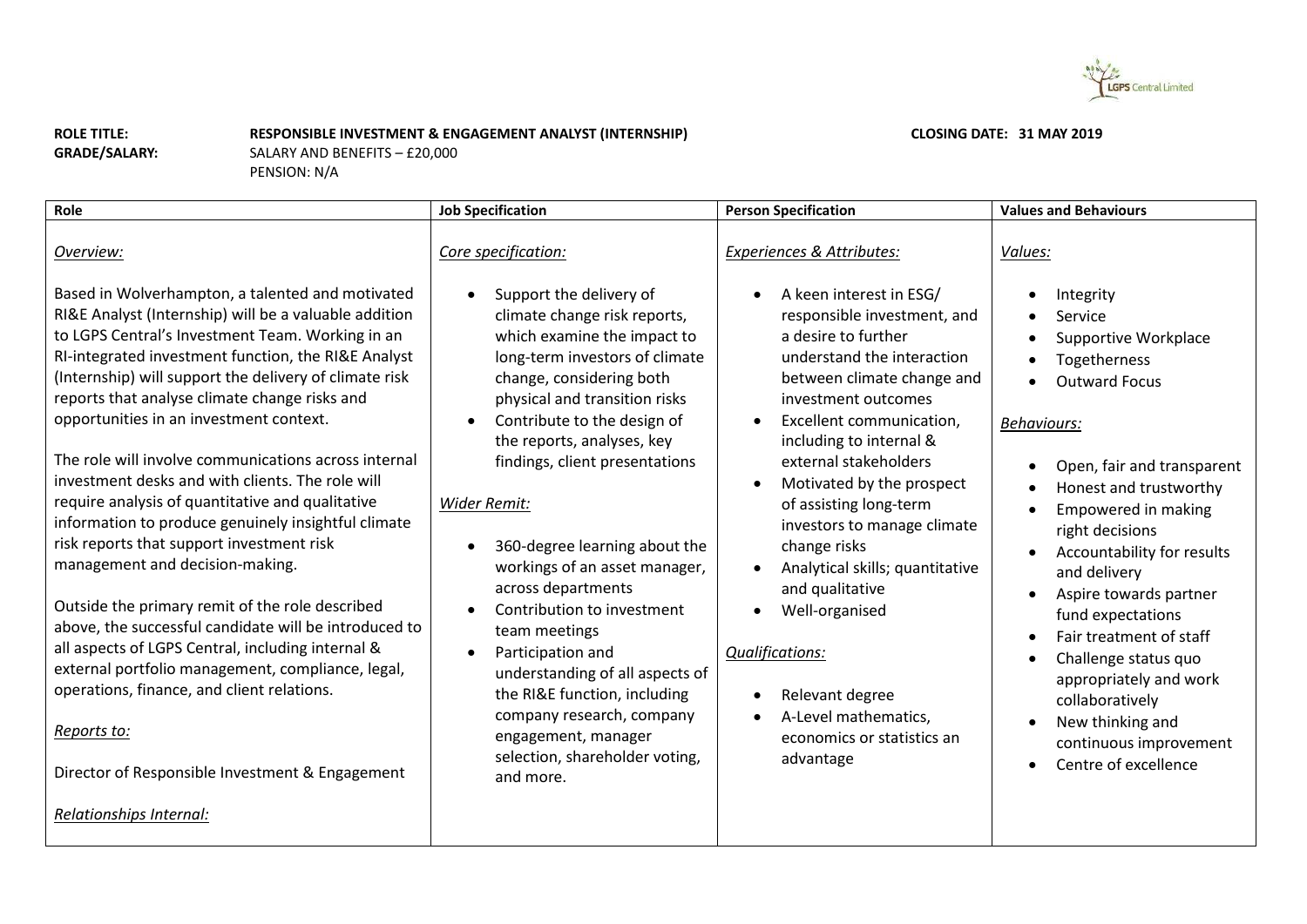**ROLE TITLE:** **RESPONSIBLE INVESTMENT & ENGAGEMENT ANALYST (INTERNSHIP)** **CLOSING DATE: 31 MAY 2019**

**GRADE/SALARY:** SALARY AND BENEFITS – £20,000
PENSION: N/A

| Role | Job Specification | Person Specification | Values and Behaviours |
|---|---|---|---|
| *Overview:*<br><br>Based in Wolverhampton, a talented and motivated RI&E Analyst (Internship) will be a valuable addition to LGPS Central's Investment Team. Working in an RI-integrated investment function, the RI&E Analyst (Internship) will support the delivery of climate risk reports that analyse climate change risks and opportunities in an investment context.<br><br>The role will involve communications across internal investment desks and with clients. The role will require analysis of quantitative and qualitative information to produce genuinely insightful climate risk reports that support investment risk management and decision-making.<br><br>Outside the primary remit of the role described above, the successful candidate will be introduced to all aspects of LGPS Central, including internal & external portfolio management, compliance, legal, operations, finance, and client relations.<br><br>*Reports to:*<br><br>Director of Responsible Investment & Engagement<br><br>*Relationships Internal:* | *Core specification:*<br><br>• Support the delivery of climate change risk reports, which examine the impact to long-term investors of climate change, considering both physical and transition risks<br>• Contribute to the design of the reports, analyses, key findings, client presentations<br><br>*Wider Remit:*<br><br>• 360-degree learning about the workings of an asset manager, across departments<br>• Contribution to investment team meetings<br>• Participation and understanding of all aspects of the RI&E function, including company research, company engagement, manager selection, shareholder voting, and more. | *Experiences & Attributes:*<br><br>• A keen interest in ESG/ responsible investment, and a desire to further understand the interaction between climate change and investment outcomes<br>• Excellent communication, including to internal & external stakeholders<br>• Motivated by the prospect of assisting long-term investors to manage climate change risks<br>• Analytical skills; quantitative and qualitative<br>• Well-organised<br><br>*Qualifications:*<br><br>• Relevant degree<br>• A-Level mathematics, economics or statistics an advantage | *Values:*<br><br>• Integrity<br>• Service<br>• Supportive Workplace<br>• Togetherness<br>• Outward Focus<br><br>*Behaviours:*<br><br>• Open, fair and transparent<br>• Honest and trustworthy<br>• Empowered in making right decisions<br>• Accountability for results and delivery<br>• Aspire towards partner fund expectations<br>• Fair treatment of staff<br>• Challenge status quo appropriately and work collaboratively<br>• New thinking and continuous improvement<br>• Centre of excellence |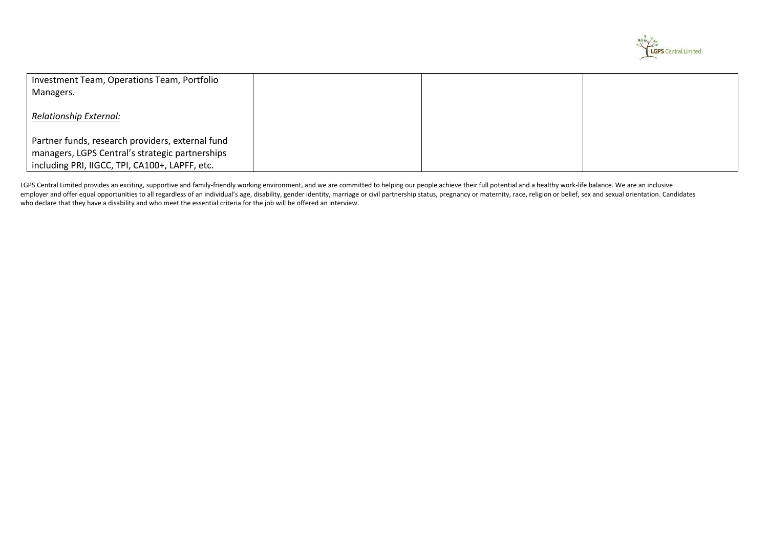| | | | |
|---|---|---|---|
| Investment Team, Operations Team, Portfolio Managers.<br><br>*Relationship External:*<br><br>Partner funds, research providers, external fund managers, LGPS Central's strategic partnerships including PRI, IIGCC, TPI, CA100+, LAPFF, etc. | | | |

LGPS Central Limited provides an exciting, supportive and family-friendly working environment, and we are committed to helping our people achieve their full potential and a healthy work-life balance. We are an inclusive employer and offer equal opportunities to all regardless of an individual's age, disability, gender identity, marriage or civil partnership status, pregnancy or maternity, race, religion or belief, sex and sexual orientation. Candidates who declare that they have a disability and who meet the essential criteria for the job will be offered an interview.